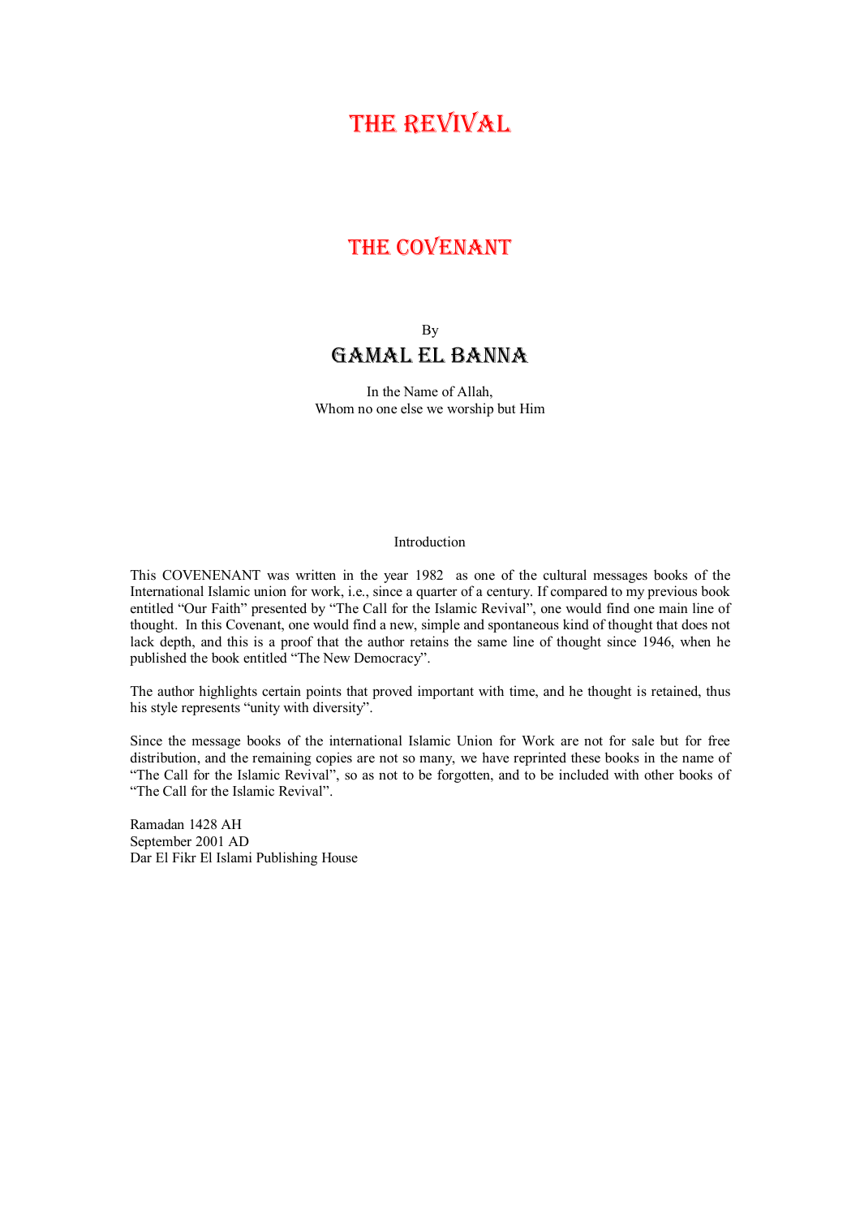# THE REVIVAL

# THE COVENANT

By

## GAMAL EL BANNA

In the Name of Allah,
Whom no one else we worship but Him

Introduction

This COVENENANT was written in the year 1982 as one of the cultural messages books of the International Islamic union for work, i.e., since a quarter of a century. If compared to my previous book entitled "Our Faith" presented by "The Call for the Islamic Revival", one would find one main line of thought. In this Covenant, one would find a new, simple and spontaneous kind of thought that does not lack depth, and this is a proof that the author retains the same line of thought since 1946, when he published the book entitled "The New Democracy".

The author highlights certain points that proved important with time, and he thought is retained, thus his style represents "unity with diversity".

Since the message books of the international Islamic Union for Work are not for sale but for free distribution, and the remaining copies are not so many, we have reprinted these books in the name of "The Call for the Islamic Revival", so as not to be forgotten, and to be included with other books of "The Call for the Islamic Revival".

Ramadan 1428 AH
September 2001 AD
Dar El Fikr El Islami Publishing House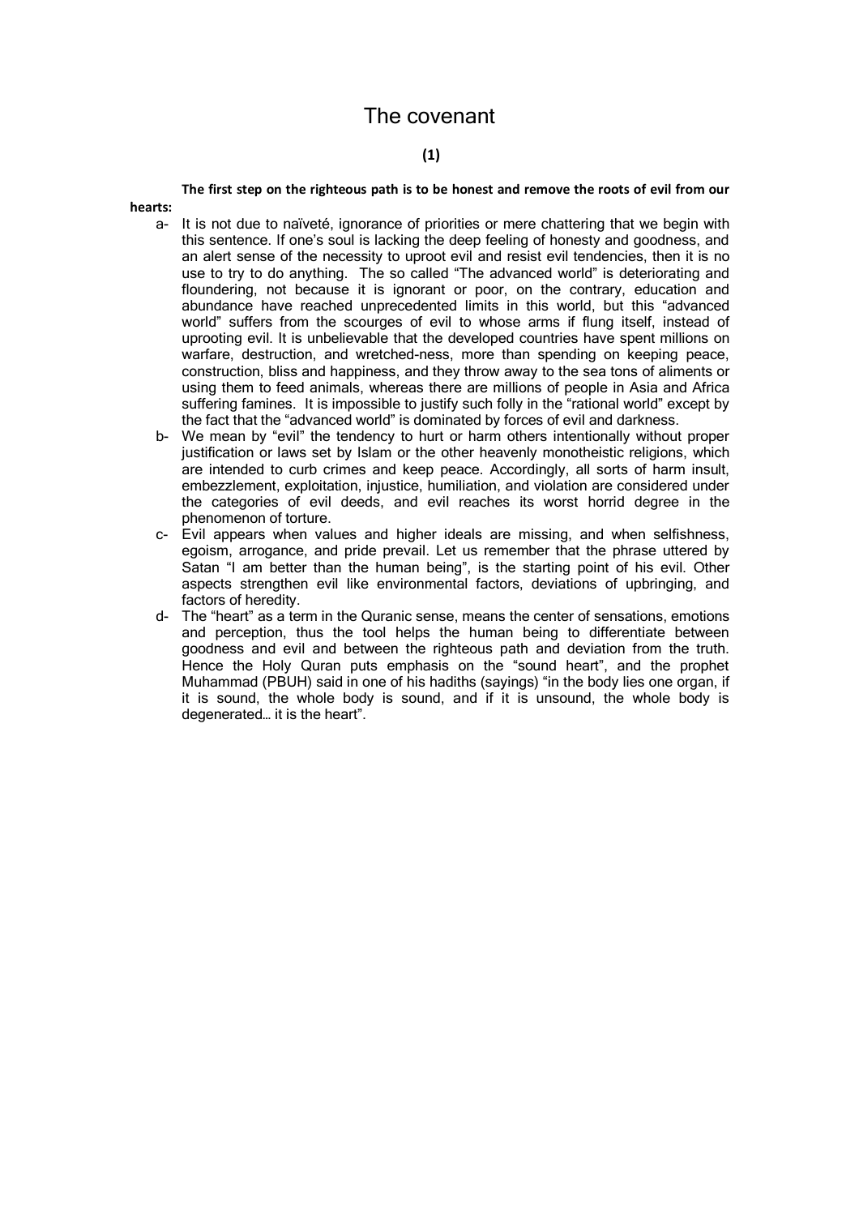# The covenant

**(1)**

**The first step on the righteous path is to be honest and remove the roots of evil from our hearts:**

a- It is not due to naïveté, ignorance of priorities or mere chattering that we begin with this sentence. If one's soul is lacking the deep feeling of honesty and goodness, and an alert sense of the necessity to uproot evil and resist evil tendencies, then it is no use to try to do anything. The so called "The advanced world" is deteriorating and floundering, not because it is ignorant or poor, on the contrary, education and abundance have reached unprecedented limits in this world, but this "advanced world" suffers from the scourges of evil to whose arms if flung itself, instead of uprooting evil. It is unbelievable that the developed countries have spent millions on warfare, destruction, and wretched-ness, more than spending on keeping peace, construction, bliss and happiness, and they throw away to the sea tons of aliments or using them to feed animals, whereas there are millions of people in Asia and Africa suffering famines. It is impossible to justify such folly in the "rational world" except by the fact that the "advanced world" is dominated by forces of evil and darkness.

b- We mean by "evil" the tendency to hurt or harm others intentionally without proper justification or laws set by Islam or the other heavenly monotheistic religions, which are intended to curb crimes and keep peace. Accordingly, all sorts of harm insult, embezzlement, exploitation, injustice, humiliation, and violation are considered under the categories of evil deeds, and evil reaches its worst horrid degree in the phenomenon of torture.

c- Evil appears when values and higher ideals are missing, and when selfishness, egoism, arrogance, and pride prevail. Let us remember that the phrase uttered by Satan "I am better than the human being", is the starting point of his evil. Other aspects strengthen evil like environmental factors, deviations of upbringing, and factors of heredity.

d- The "heart" as a term in the Quranic sense, means the center of sensations, emotions and perception, thus the tool helps the human being to differentiate between goodness and evil and between the righteous path and deviation from the truth. Hence the Holy Quran puts emphasis on the "sound heart", and the prophet Muhammad (PBUH) said in one of his hadiths (sayings) "in the body lies one organ, if it is sound, the whole body is sound, and if it is unsound, the whole body is degenerated… it is the heart".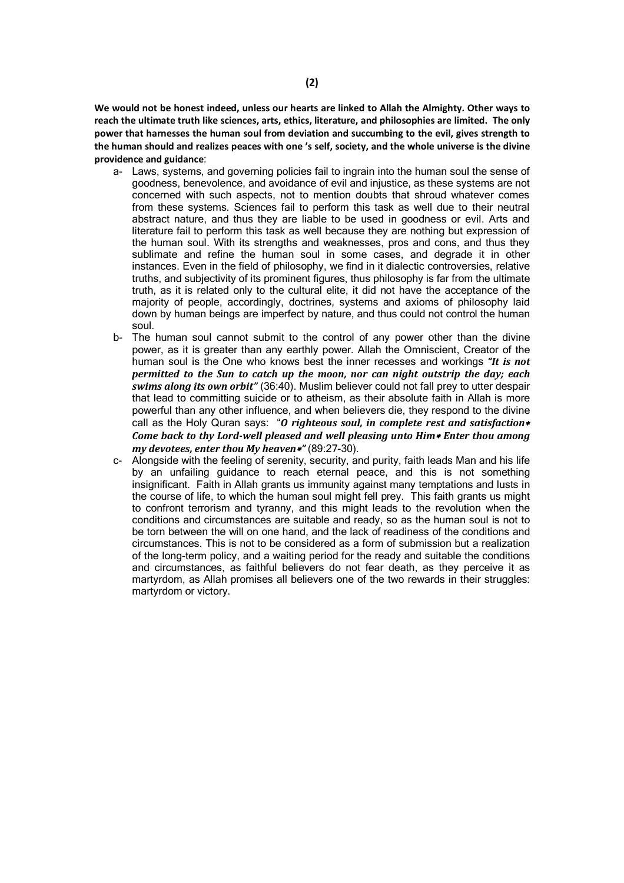**We would not be honest indeed, unless our hearts are linked to Allah the Almighty. Other ways to reach the ultimate truth like sciences, arts, ethics, literature, and philosophies are limited. The only power that harnesses the human soul from deviation and succumbing to the evil, gives strength to the human should and realizes peaces with one 's self, society, and the whole universe is the divine providence and guidance**:

a- Laws, systems, and governing policies fail to ingrain into the human soul the sense of goodness, benevolence, and avoidance of evil and injustice, as these systems are not concerned with such aspects, not to mention doubts that shroud whatever comes from these systems. Sciences fail to perform this task as well due to their neutral abstract nature, and thus they are liable to be used in goodness or evil. Arts and literature fail to perform this task as well because they are nothing but expression of the human soul. With its strengths and weaknesses, pros and cons, and thus they sublimate and refine the human soul in some cases, and degrade it in other instances. Even in the field of philosophy, we find in it dialectic controversies, relative truths, and subjectivity of its prominent figures, thus philosophy is far from the ultimate truth, as it is related only to the cultural elite, it did not have the acceptance of the majority of people, accordingly, doctrines, systems and axioms of philosophy laid down by human beings are imperfect by nature, and thus could not control the human soul.

b- The human soul cannot submit to the control of any power other than the divine power, as it is greater than any earthly power. Allah the Omniscient, Creator of the human soul is the One who knows best the inner recesses and workings ***"It is not permitted to the Sun to catch up the moon, nor can night outstrip the day; each swims along its own orbit"*** (36:40). Muslim believer could not fall prey to utter despair that lead to committing suicide or to atheism, as their absolute faith in Allah is more powerful than any other influence, and when believers die, they respond to the divine call as the Holy Quran says: "***O righteous soul, in complete rest and satisfaction* Come back to thy Lord-well pleased and well pleasing unto Him* Enter thou among my devotees, enter thou My heaven*"*** (89:27-30).

c- Alongside with the feeling of serenity, security, and purity, faith leads Man and his life by an unfailing guidance to reach eternal peace, and this is not something insignificant. Faith in Allah grants us immunity against many temptations and lusts in the course of life, to which the human soul might fell prey. This faith grants us might to confront terrorism and tyranny, and this might leads to the revolution when the conditions and circumstances are suitable and ready, so as the human soul is not to be torn between the will on one hand, and the lack of readiness of the conditions and circumstances. This is not to be considered as a form of submission but a realization of the long-term policy, and a waiting period for the ready and suitable the conditions and circumstances, as faithful believers do not fear death, as they perceive it as martyrdom, as Allah promises all believers one of the two rewards in their struggles: martyrdom or victory.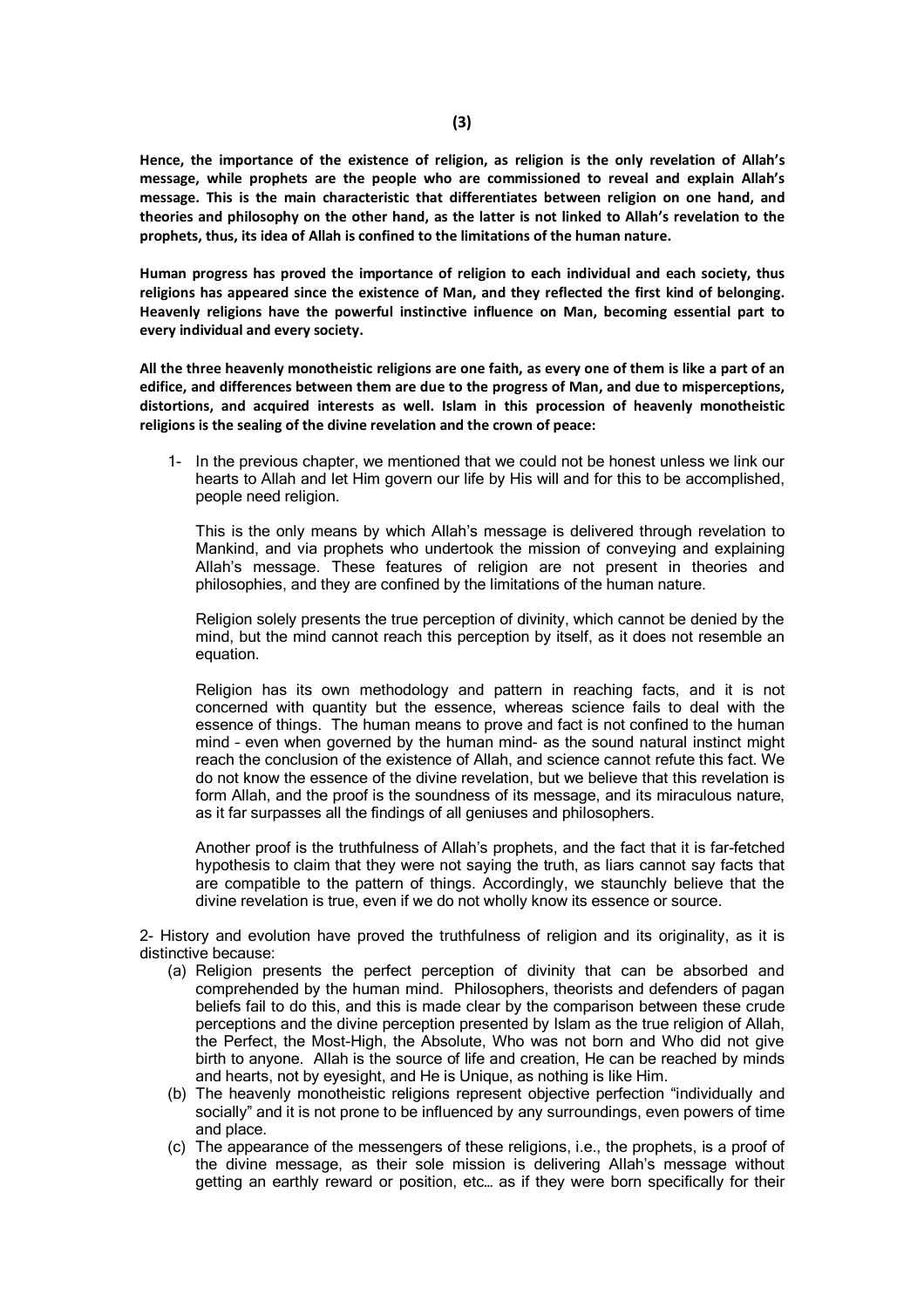**(3)**

**Hence, the importance of the existence of religion, as religion is the only revelation of Allah's message, while prophets are the people who are commissioned to reveal and explain Allah's message. This is the main characteristic that differentiates between religion on one hand, and theories and philosophy on the other hand, as the latter is not linked to Allah's revelation to the prophets, thus, its idea of Allah is confined to the limitations of the human nature.**

**Human progress has proved the importance of religion to each individual and each society, thus religions has appeared since the existence of Man, and they reflected the first kind of belonging. Heavenly religions have the powerful instinctive influence on Man, becoming essential part to every individual and every society.**

**All the three heavenly monotheistic religions are one faith, as every one of them is like a part of an edifice, and differences between them are due to the progress of Man, and due to misperceptions, distortions, and acquired interests as well. Islam in this procession of heavenly monotheistic religions is the sealing of the divine revelation and the crown of peace:**

1- In the previous chapter, we mentioned that we could not be honest unless we link our hearts to Allah and let Him govern our life by His will and for this to be accomplished, people need religion.

   This is the only means by which Allah's message is delivered through revelation to Mankind, and via prophets who undertook the mission of conveying and explaining Allah's message. These features of religion are not present in theories and philosophies, and they are confined by the limitations of the human nature.

   Religion solely presents the true perception of divinity, which cannot be denied by the mind, but the mind cannot reach this perception by itself, as it does not resemble an equation.

   Religion has its own methodology and pattern in reaching facts, and it is not concerned with quantity but the essence, whereas science fails to deal with the essence of things. The human means to prove and fact is not confined to the human mind – even when governed by the human mind- as the sound natural instinct might reach the conclusion of the existence of Allah, and science cannot refute this fact. We do not know the essence of the divine revelation, but we believe that this revelation is form Allah, and the proof is the soundness of its message, and its miraculous nature, as it far surpasses all the findings of all geniuses and philosophers.

   Another proof is the truthfulness of Allah's prophets, and the fact that it is far-fetched hypothesis to claim that they were not saying the truth, as liars cannot say facts that are compatible to the pattern of things. Accordingly, we staunchly believe that the divine revelation is true, even if we do not wholly know its essence or source.

2- History and evolution have proved the truthfulness of religion and its originality, as it is distinctive because:

(a) Religion presents the perfect perception of divinity that can be absorbed and comprehended by the human mind. Philosophers, theorists and defenders of pagan beliefs fail to do this, and this is made clear by the comparison between these crude perceptions and the divine perception presented by Islam as the true religion of Allah, the Perfect, the Most-High, the Absolute, Who was not born and Who did not give birth to anyone. Allah is the source of life and creation, He can be reached by minds and hearts, not by eyesight, and He is Unique, as nothing is like Him.

(b) The heavenly monotheistic religions represent objective perfection "individually and socially" and it is not prone to be influenced by any surroundings, even powers of time and place.

(c) The appearance of the messengers of these religions, i.e., the prophets, is a proof of the divine message, as their sole mission is delivering Allah's message without getting an earthly reward or position, etc… as if they were born specifically for their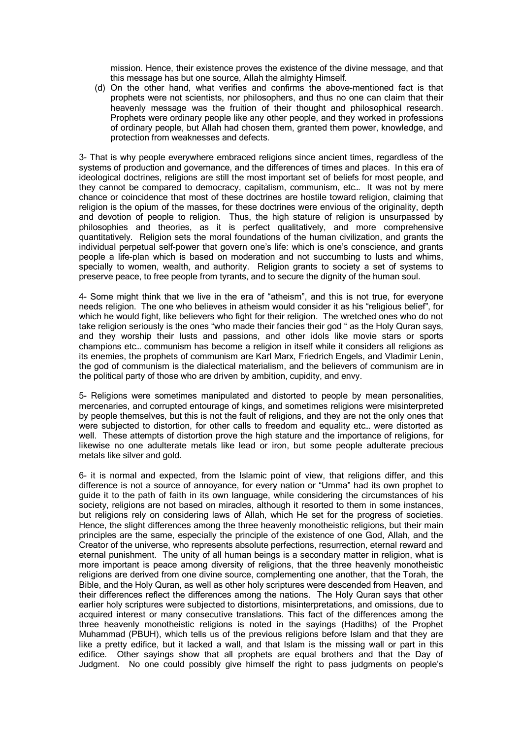mission. Hence, their existence proves the existence of the divine message, and that this message has but one source, Allah the almighty Himself.

(d) On the other hand, what verifies and confirms the above-mentioned fact is that prophets were not scientists, nor philosophers, and thus no one can claim that their heavenly message was the fruition of their thought and philosophical research. Prophets were ordinary people like any other people, and they worked in professions of ordinary people, but Allah had chosen them, granted them power, knowledge, and protection from weaknesses and defects.

3- That is why people everywhere embraced religions since ancient times, regardless of the systems of production and governance, and the differences of times and places. In this era of ideological doctrines, religions are still the most important set of beliefs for most people, and they cannot be compared to democracy, capitalism, communism, etc… It was not by mere chance or coincidence that most of these doctrines are hostile toward religion, claiming that religion is the opium of the masses, for these doctrines were envious of the originality, depth and devotion of people to religion. Thus, the high stature of religion is unsurpassed by philosophies and theories, as it is perfect qualitatively, and more comprehensive quantitatively. Religion sets the moral foundations of the human civilization, and grants the individual perpetual self-power that govern one's life: which is one's conscience, and grants people a life-plan which is based on moderation and not succumbing to lusts and whims, specially to women, wealth, and authority. Religion grants to society a set of systems to preserve peace, to free people from tyrants, and to secure the dignity of the human soul.

4- Some might think that we live in the era of "atheism", and this is not true, for everyone needs religion. The one who believes in atheism would consider it as his "religious belief", for which he would fight, like believers who fight for their religion. The wretched ones who do not take religion seriously is the ones "who made their fancies their god " as the Holy Quran says, and they worship their lusts and passions, and other idols like movie stars or sports champions etc… communism has become a religion in itself while it considers all religions as its enemies, the prophets of communism are Karl Marx, Friedrich Engels, and Vladimir Lenin, the god of communism is the dialectical materialism, and the believers of communism are in the political party of those who are driven by ambition, cupidity, and envy.

5- Religions were sometimes manipulated and distorted to people by mean personalities, mercenaries, and corrupted entourage of kings, and sometimes religions were misinterpreted by people themselves, but this is not the fault of religions, and they are not the only ones that were subjected to distortion, for other calls to freedom and equality etc… were distorted as well. These attempts of distortion prove the high stature and the importance of religions, for likewise no one adulterate metals like lead or iron, but some people adulterate precious metals like silver and gold.

6- it is normal and expected, from the Islamic point of view, that religions differ, and this difference is not a source of annoyance, for every nation or "Umma" had its own prophet to guide it to the path of faith in its own language, while considering the circumstances of his society, religions are not based on miracles, although it resorted to them in some instances, but religions rely on considering laws of Allah, which He set for the progress of societies. Hence, the slight differences among the three heavenly monotheistic religions, but their main principles are the same, especially the principle of the existence of one God, Allah, and the Creator of the universe, who represents absolute perfections, resurrection, eternal reward and eternal punishment. The unity of all human beings is a secondary matter in religion, what is more important is peace among diversity of religions, that the three heavenly monotheistic religions are derived from one divine source, complementing one another, that the Torah, the Bible, and the Holy Quran, as well as other holy scriptures were descended from Heaven, and their differences reflect the differences among the nations. The Holy Quran says that other earlier holy scriptures were subjected to distortions, misinterpretations, and omissions, due to acquired interest or many consecutive translations. This fact of the differences among the three heavenly monotheistic religions is noted in the sayings (Hadiths) of the Prophet Muhammad (PBUH), which tells us of the previous religions before Islam and that they are like a pretty edifice, but it lacked a wall, and that Islam is the missing wall or part in this edifice. Other sayings show that all prophets are equal brothers and that the Day of Judgment. No one could possibly give himself the right to pass judgments on people's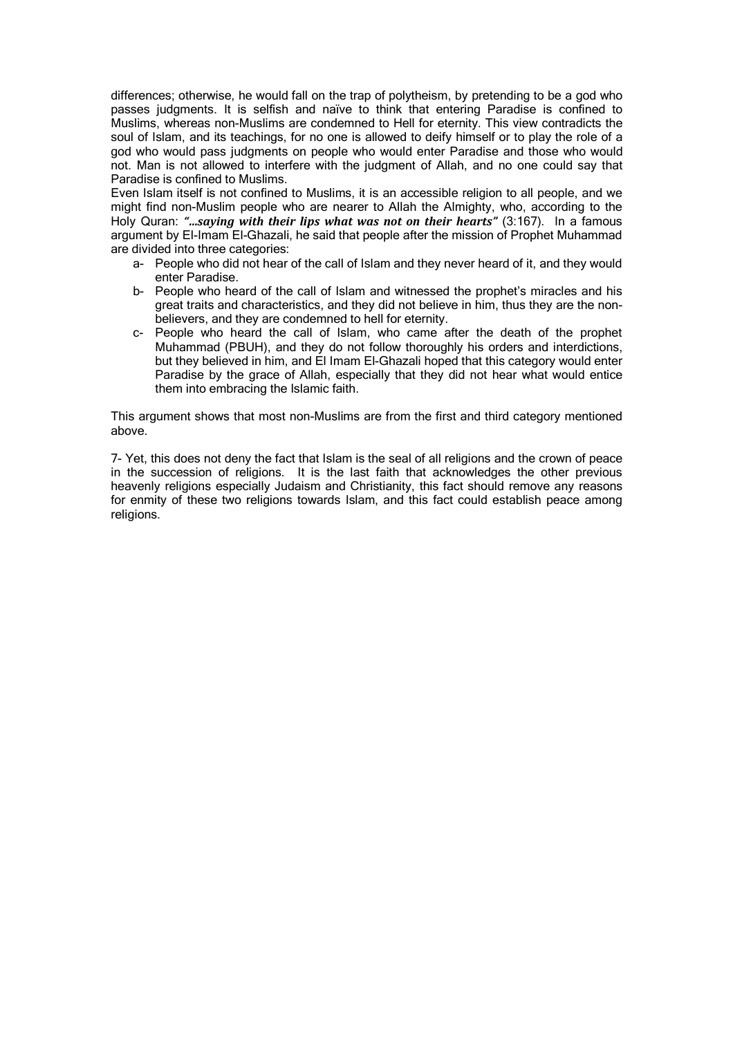differences; otherwise, he would fall on the trap of polytheism, by pretending to be a god who passes judgments. It is selfish and naïve to think that entering Paradise is confined to Muslims, whereas non-Muslims are condemned to Hell for eternity. This view contradicts the soul of Islam, and its teachings, for no one is allowed to deify himself or to play the role of a god who would pass judgments on people who would enter Paradise and those who would not. Man is not allowed to interfere with the judgment of Allah, and no one could say that Paradise is confined to Muslims.

Even Islam itself is not confined to Muslims, it is an accessible religion to all people, and we might find non-Muslim people who are nearer to Allah the Almighty, who, according to the Holy Quran: ***"…saying with their lips what was not on their hearts"*** (3:167). In a famous argument by El-Imam El-Ghazali, he said that people after the mission of Prophet Muhammad are divided into three categories:

a- People who did not hear of the call of Islam and they never heard of it, and they would enter Paradise.

b- People who heard of the call of Islam and witnessed the prophet's miracles and his great traits and characteristics, and they did not believe in him, thus they are the non-believers, and they are condemned to hell for eternity.

c- People who heard the call of Islam, who came after the death of the prophet Muhammad (PBUH), and they do not follow thoroughly his orders and interdictions, but they believed in him, and El Imam El-Ghazali hoped that this category would enter Paradise by the grace of Allah, especially that they did not hear what would entice them into embracing the Islamic faith.

This argument shows that most non-Muslims are from the first and third category mentioned above.

7- Yet, this does not deny the fact that Islam is the seal of all religions and the crown of peace in the succession of religions. It is the last faith that acknowledges the other previous heavenly religions especially Judaism and Christianity, this fact should remove any reasons for enmity of these two religions towards Islam, and this fact could establish peace among religions.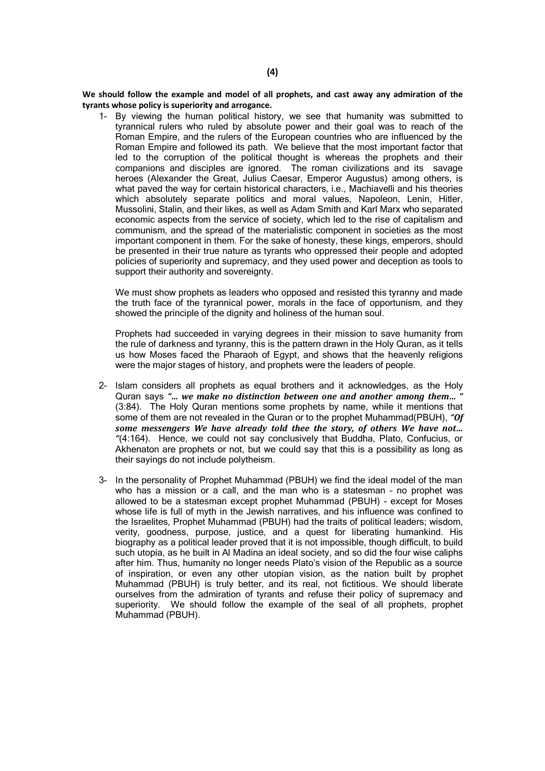**We should follow the example and model of all prophets, and cast away any admiration of the tyrants whose policy is superiority and arrogance.**

1- By viewing the human political history, we see that humanity was submitted to tyrannical rulers who ruled by absolute power and their goal was to reach of the Roman Empire, and the rulers of the European countries who are influenced by the Roman Empire and followed its path. We believe that the most important factor that led to the corruption of the political thought is whereas the prophets and their companions and disciples are ignored. The roman civilizations and its savage heroes (Alexander the Great, Julius Caesar, Emperor Augustus) among others, is what paved the way for certain historical characters, i.e., Machiavelli and his theories which absolutely separate politics and moral values, Napoleon, Lenin, Hitler, Mussolini, Stalin, and their likes, as well as Adam Smith and Karl Marx who separated economic aspects from the service of society, which led to the rise of capitalism and communism, and the spread of the materialistic component in societies as the most important component in them. For the sake of honesty, these kings, emperors, should be presented in their true nature as tyrants who oppressed their people and adopted policies of superiority and supremacy, and they used power and deception as tools to support their authority and sovereignty.

   We must show prophets as leaders who opposed and resisted this tyranny and made the truth face of the tyrannical power, morals in the face of opportunism, and they showed the principle of the dignity and holiness of the human soul.

   Prophets had succeeded in varying degrees in their mission to save humanity from the rule of darkness and tyranny, this is the pattern drawn in the Holy Quran, as it tells us how Moses faced the Pharaoh of Egypt, and shows that the heavenly religions were the major stages of history, and prophets were the leaders of people.

2- Islam considers all prophets as equal brothers and it acknowledges, as the Holy Quran says ***"… we make no distinction between one and another among them… "*** (3:84). The Holy Quran mentions some prophets by name, while it mentions that some of them are not revealed in the Quran or to the prophet Muhammad(PBUH), ***"Of some messengers We have already told thee the story, of others We have not… "***(4:164). Hence, we could not say conclusively that Buddha, Plato, Confucius, or Akhenaton are prophets or not, but we could say that this is a possibility as long as their sayings do not include polytheism.

3- In the personality of Prophet Muhammad (PBUH) we find the ideal model of the man who has a mission or a call, and the man who is a statesman – no prophet was allowed to be a statesman except prophet Muhammad (PBUH) - except for Moses whose life is full of myth in the Jewish narratives, and his influence was confined to the Israelites, Prophet Muhammad (PBUH) had the traits of political leaders; wisdom, verity, goodness, purpose, justice, and a quest for liberating humankind. His biography as a political leader proved that it is not impossible, though difficult, to build such utopia, as he built in Al Madina an ideal society, and so did the four wise caliphs after him. Thus, humanity no longer needs Plato's vision of the Republic as a source of inspiration, or even any other utopian vision, as the nation built by prophet Muhammad (PBUH) is truly better, and its real, not fictitious. We should liberate ourselves from the admiration of tyrants and refuse their policy of supremacy and superiority. We should follow the example of the seal of all prophets, prophet Muhammad (PBUH).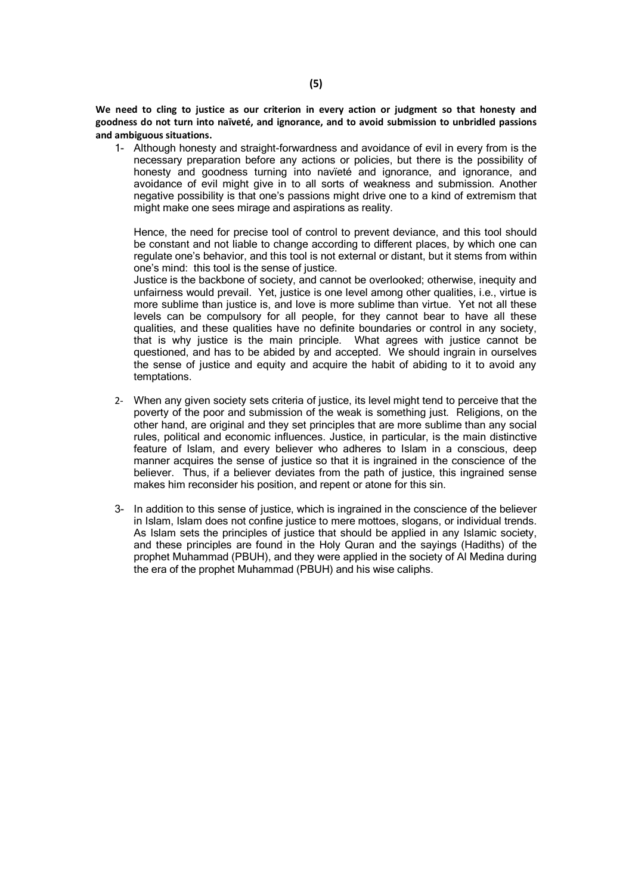**(5)**

**We need to cling to justice as our criterion in every action or judgment so that honesty and goodness do not turn into naïveté, and ignorance, and to avoid submission to unbridled passions and ambiguous situations.**

1- Although honesty and straight-forwardness and avoidance of evil in every from is the necessary preparation before any actions or policies, but there is the possibility of honesty and goodness turning into navïeté and ignorance, and ignorance, and avoidance of evil might give in to all sorts of weakness and submission. Another negative possibility is that one's passions might drive one to a kind of extremism that might make one sees mirage and aspirations as reality.

   Hence, the need for precise tool of control to prevent deviance, and this tool should be constant and not liable to change according to different places, by which one can regulate one's behavior, and this tool is not external or distant, but it stems from within one's mind: this tool is the sense of justice.

   Justice is the backbone of society, and cannot be overlooked; otherwise, inequity and unfairness would prevail. Yet, justice is one level among other qualities, i.e., virtue is more sublime than justice is, and love is more sublime than virtue. Yet not all these levels can be compulsory for all people, for they cannot bear to have all these qualities, and these qualities have no definite boundaries or control in any society, that is why justice is the main principle. What agrees with justice cannot be questioned, and has to be abided by and accepted. We should ingrain in ourselves the sense of justice and equity and acquire the habit of abiding to it to avoid any temptations.

2- When any given society sets criteria of justice, its level might tend to perceive that the poverty of the poor and submission of the weak is something just. Religions, on the other hand, are original and they set principles that are more sublime than any social rules, political and economic influences. Justice, in particular, is the main distinctive feature of Islam, and every believer who adheres to Islam in a conscious, deep manner acquires the sense of justice so that it is ingrained in the conscience of the believer. Thus, if a believer deviates from the path of justice, this ingrained sense makes him reconsider his position, and repent or atone for this sin.

3- In addition to this sense of justice, which is ingrained in the conscience of the believer in Islam, Islam does not confine justice to mere mottoes, slogans, or individual trends. As Islam sets the principles of justice that should be applied in any Islamic society, and these principles are found in the Holy Quran and the sayings (Hadiths) of the prophet Muhammad (PBUH), and they were applied in the society of Al Medina during the era of the prophet Muhammad (PBUH) and his wise caliphs.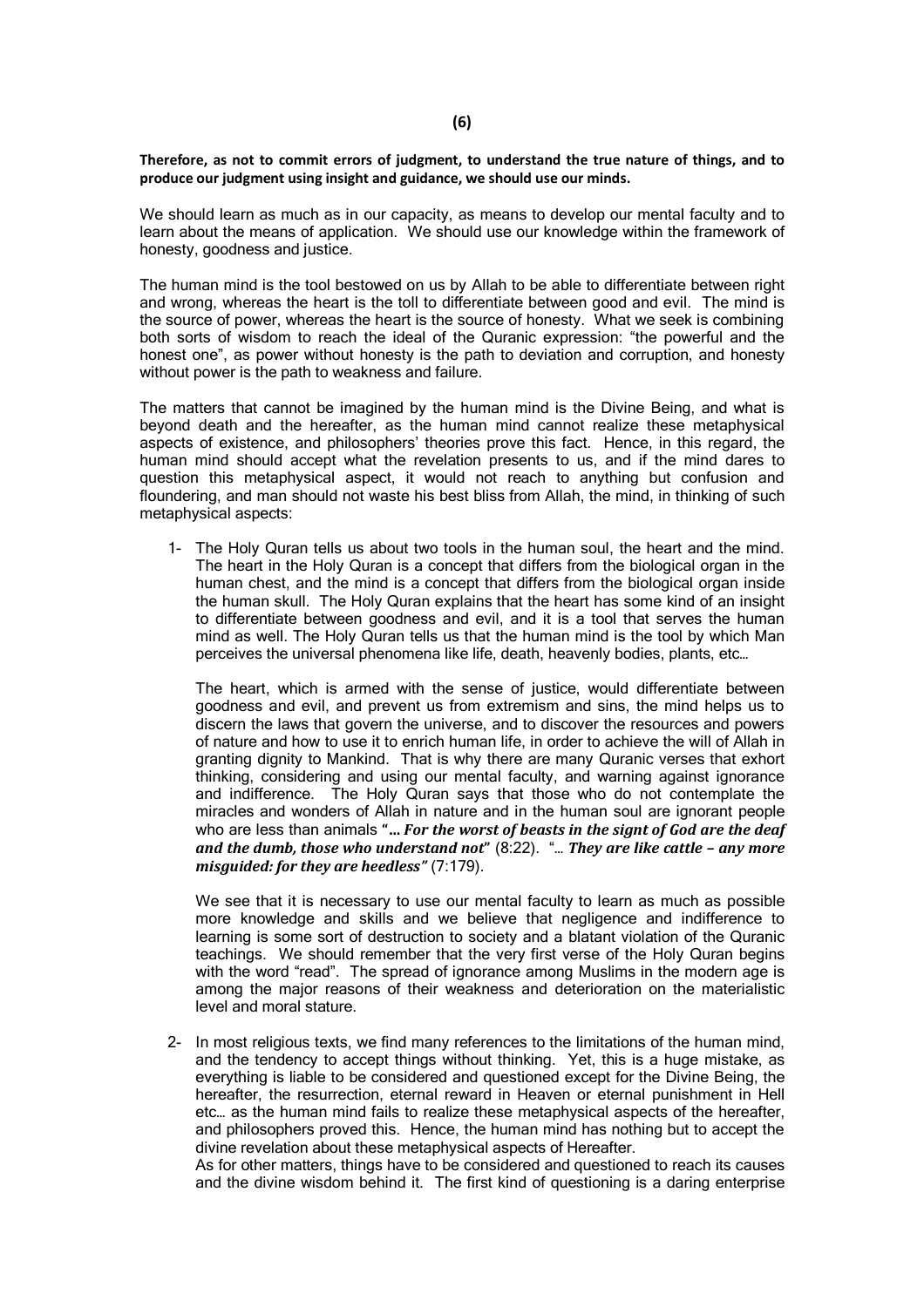**Therefore, as not to commit errors of judgment, to understand the true nature of things, and to produce our judgment using insight and guidance, we should use our minds.**

We should learn as much as in our capacity, as means to develop our mental faculty and to learn about the means of application. We should use our knowledge within the framework of honesty, goodness and justice.

The human mind is the tool bestowed on us by Allah to be able to differentiate between right and wrong, whereas the heart is the toll to differentiate between good and evil. The mind is the source of power, whereas the heart is the source of honesty. What we seek is combining both sorts of wisdom to reach the ideal of the Quranic expression: "the powerful and the honest one", as power without honesty is the path to deviation and corruption, and honesty without power is the path to weakness and failure.

The matters that cannot be imagined by the human mind is the Divine Being, and what is beyond death and the hereafter, as the human mind cannot realize these metaphysical aspects of existence, and philosophers' theories prove this fact. Hence, in this regard, the human mind should accept what the revelation presents to us, and if the mind dares to question this metaphysical aspect, it would not reach to anything but confusion and floundering, and man should not waste his best bliss from Allah, the mind, in thinking of such metaphysical aspects:

1- The Holy Quran tells us about two tools in the human soul, the heart and the mind. The heart in the Holy Quran is a concept that differs from the biological organ in the human chest, and the mind is a concept that differs from the biological organ inside the human skull. The Holy Quran explains that the heart has some kind of an insight to differentiate between goodness and evil, and it is a tool that serves the human mind as well. The Holy Quran tells us that the human mind is the tool by which Man perceives the universal phenomena like life, death, heavenly bodies, plants, etc…

   The heart, which is armed with the sense of justice, would differentiate between goodness and evil, and prevent us from extremism and sins, the mind helps us to discern the laws that govern the universe, and to discover the resources and powers of nature and how to use it to enrich human life, in order to achieve the will of Allah in granting dignity to Mankind. That is why there are many Quranic verses that exhort thinking, considering and using our mental faculty, and warning against ignorance and indifference. The Holy Quran says that those who do not contemplate the miracles and wonders of Allah in nature and in the human soul are ignorant people who are less than animals "***… For the worst of beasts in the signt of God are the deaf and the dumb, those who understand not***" (8:22). "*… **They are like cattle – any more misguided: for they are heedless"*** (7:179).

   We see that it is necessary to use our mental faculty to learn as much as possible more knowledge and skills and we believe that negligence and indifference to learning is some sort of destruction to society and a blatant violation of the Quranic teachings. We should remember that the very first verse of the Holy Quran begins with the word "read". The spread of ignorance among Muslims in the modern age is among the major reasons of their weakness and deterioration on the materialistic level and moral stature.

2- In most religious texts, we find many references to the limitations of the human mind, and the tendency to accept things without thinking. Yet, this is a huge mistake, as everything is liable to be considered and questioned except for the Divine Being, the hereafter, the resurrection, eternal reward in Heaven or eternal punishment in Hell etc… as the human mind fails to realize these metaphysical aspects of the hereafter, and philosophers proved this. Hence, the human mind has nothing but to accept the divine revelation about these metaphysical aspects of Hereafter.
   As for other matters, things have to be considered and questioned to reach its causes and the divine wisdom behind it. The first kind of questioning is a daring enterprise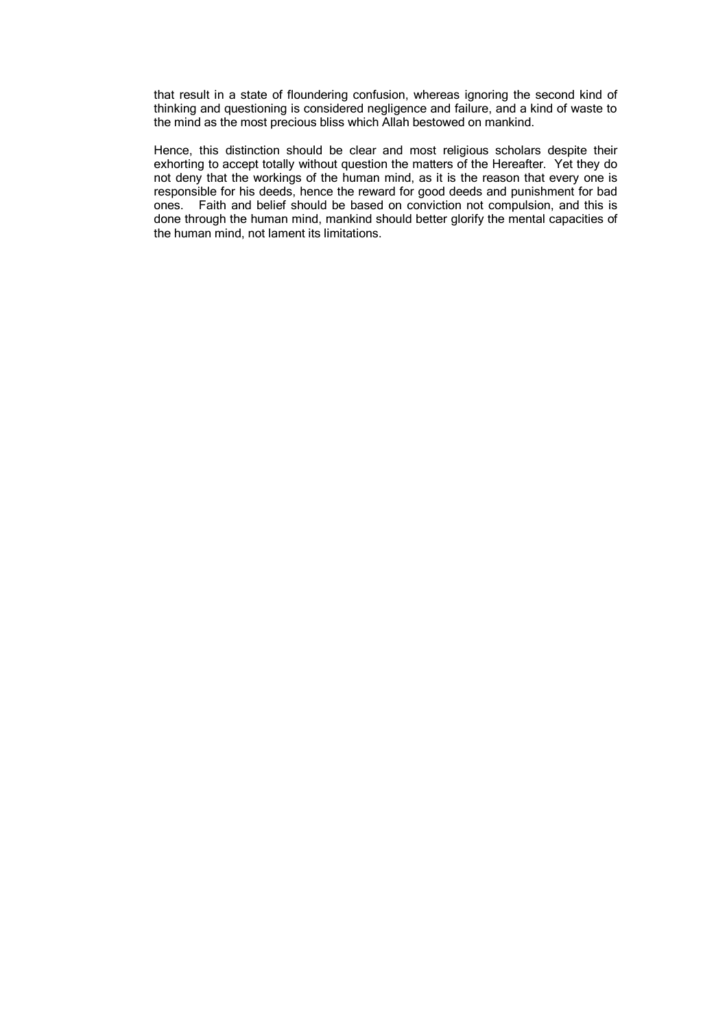that result in a state of floundering confusion, whereas ignoring the second kind of thinking and questioning is considered negligence and failure, and a kind of waste to the mind as the most precious bliss which Allah bestowed on mankind.

Hence, this distinction should be clear and most religious scholars despite their exhorting to accept totally without question the matters of the Hereafter. Yet they do not deny that the workings of the human mind, as it is the reason that every one is responsible for his deeds, hence the reward for good deeds and punishment for bad ones. Faith and belief should be based on conviction not compulsion, and this is done through the human mind, mankind should better glorify the mental capacities of the human mind, not lament its limitations.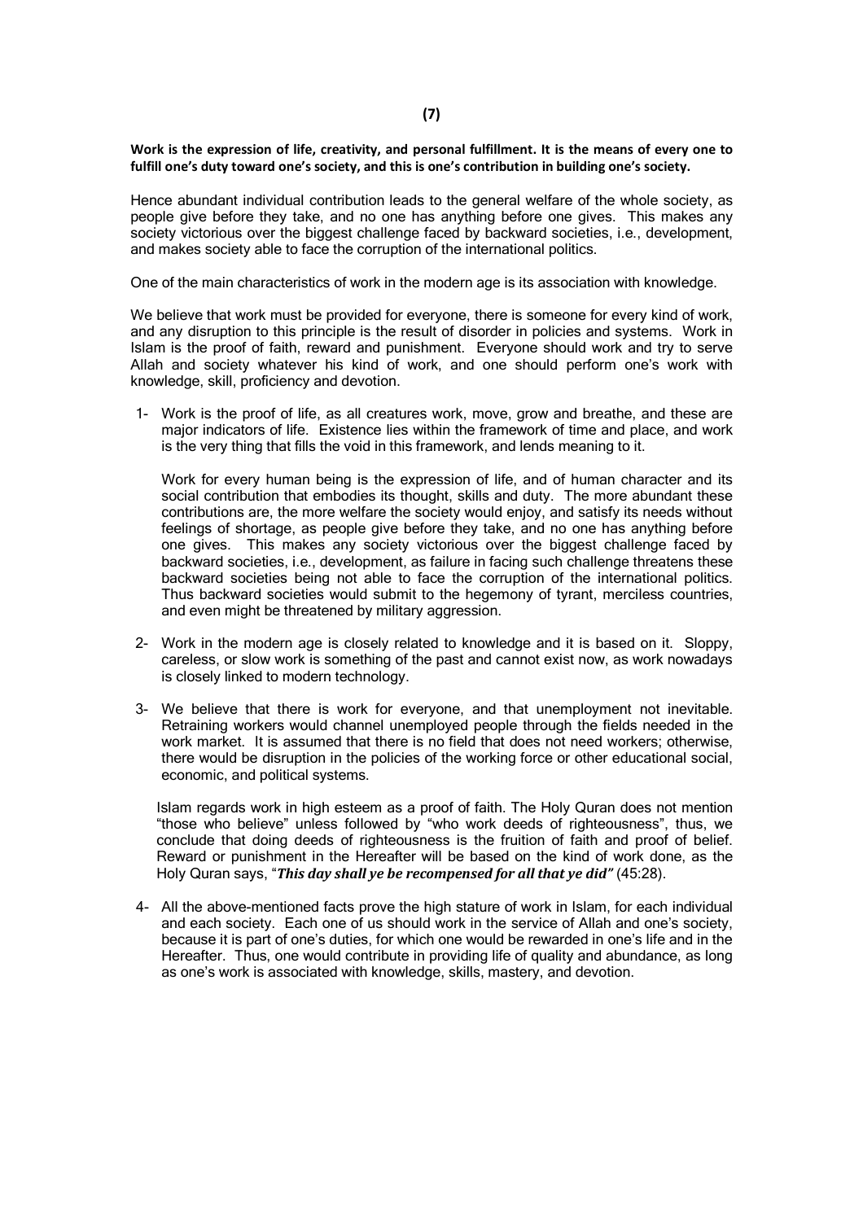## (7)

**Work is the expression of life, creativity, and personal fulfillment. It is the means of every one to fulfill one's duty toward one's society, and this is one's contribution in building one's society.**

Hence abundant individual contribution leads to the general welfare of the whole society, as people give before they take, and no one has anything before one gives. This makes any society victorious over the biggest challenge faced by backward societies, i.e., development, and makes society able to face the corruption of the international politics.

One of the main characteristics of work in the modern age is its association with knowledge.

We believe that work must be provided for everyone, there is someone for every kind of work, and any disruption to this principle is the result of disorder in policies and systems. Work in Islam is the proof of faith, reward and punishment. Everyone should work and try to serve Allah and society whatever his kind of work, and one should perform one's work with knowledge, skill, proficiency and devotion.

1- Work is the proof of life, as all creatures work, move, grow and breathe, and these are major indicators of life. Existence lies within the framework of time and place, and work is the very thing that fills the void in this framework, and lends meaning to it.

   Work for every human being is the expression of life, and of human character and its social contribution that embodies its thought, skills and duty. The more abundant these contributions are, the more welfare the society would enjoy, and satisfy its needs without feelings of shortage, as people give before they take, and no one has anything before one gives. This makes any society victorious over the biggest challenge faced by backward societies, i.e., development, as failure in facing such challenge threatens these backward societies being not able to face the corruption of the international politics. Thus backward societies would submit to the hegemony of tyrant, merciless countries, and even might be threatened by military aggression.

2- Work in the modern age is closely related to knowledge and it is based on it. Sloppy, careless, or slow work is something of the past and cannot exist now, as work nowadays is closely linked to modern technology.

3- We believe that there is work for everyone, and that unemployment not inevitable. Retraining workers would channel unemployed people through the fields needed in the work market. It is assumed that there is no field that does not need workers; otherwise, there would be disruption in the policies of the working force or other educational social, economic, and political systems.

   Islam regards work in high esteem as a proof of faith. The Holy Quran does not mention "those who believe" unless followed by "who work deeds of righteousness", thus, we conclude that doing deeds of righteousness is the fruition of faith and proof of belief. Reward or punishment in the Hereafter will be based on the kind of work done, as the Holy Quran says, "***This day shall ye be recompensed for all that ye did***" (45:28).

4- All the above-mentioned facts prove the high stature of work in Islam, for each individual and each society. Each one of us should work in the service of Allah and one's society, because it is part of one's duties, for which one would be rewarded in one's life and in the Hereafter. Thus, one would contribute in providing life of quality and abundance, as long as one's work is associated with knowledge, skills, mastery, and devotion.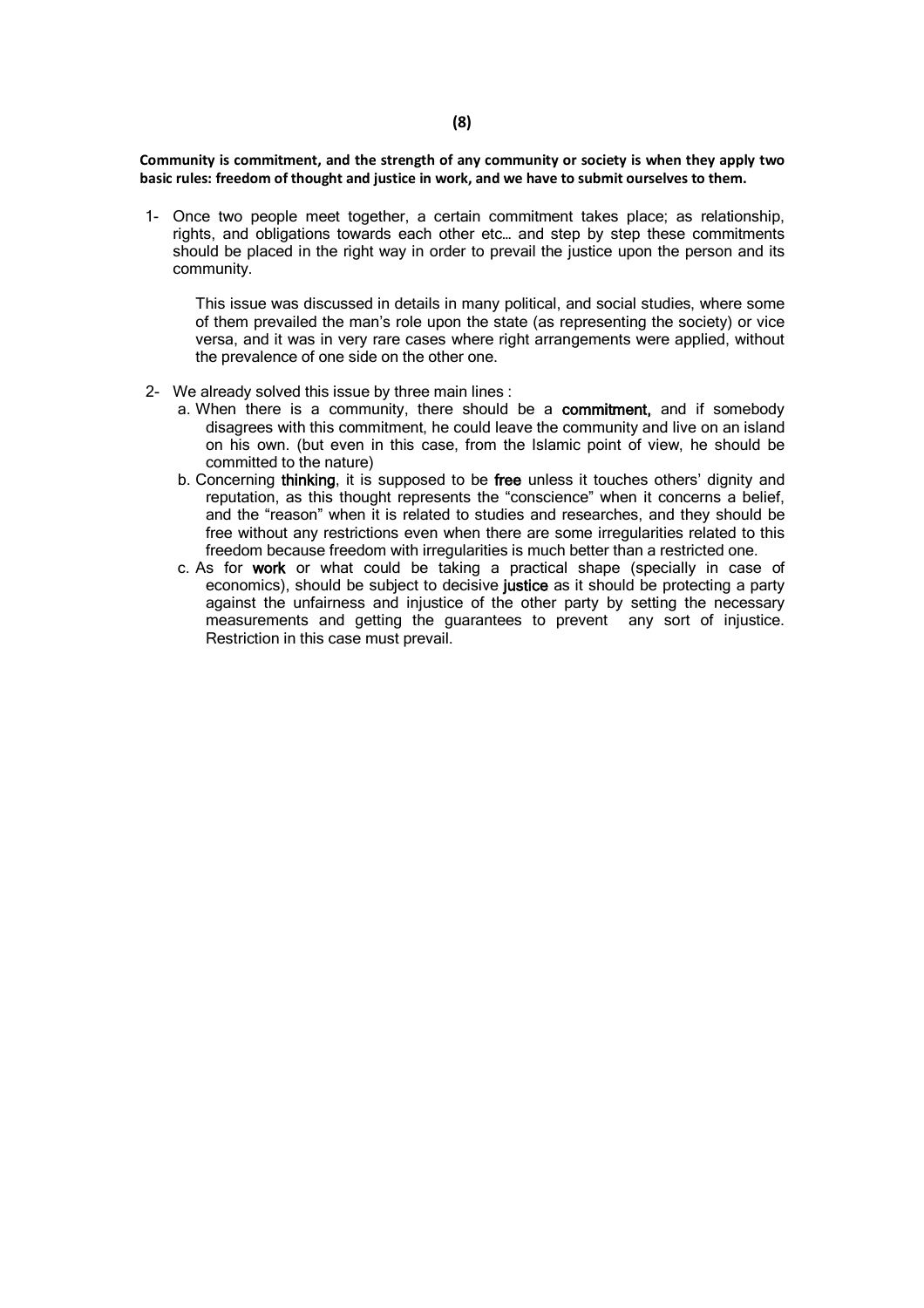## (8)

**Community is commitment, and the strength of any community or society is when they apply two basic rules: freedom of thought and justice in work, and we have to submit ourselves to them.**

1- Once two people meet together, a certain commitment takes place; as relationship, rights, and obligations towards each other etc… and step by step these commitments should be placed in the right way in order to prevail the justice upon the person and its community.

   This issue was discussed in details in many political, and social studies, where some of them prevailed the man's role upon the state (as representing the society) or vice versa, and it was in very rare cases where right arrangements were applied, without the prevalence of one side on the other one.

2- We already solved this issue by three main lines :

   a. When there is a community, there should be a **commitment,** and if somebody disagrees with this commitment, he could leave the community and live on an island on his own. (but even in this case, from the Islamic point of view, he should be committed to the nature)

   b. Concerning **thinking**, it is supposed to be **free** unless it touches others' dignity and reputation, as this thought represents the "conscience" when it concerns a belief, and the "reason" when it is related to studies and researches, and they should be free without any restrictions even when there are some irregularities related to this freedom because freedom with irregularities is much better than a restricted one.

   c. As for **work** or what could be taking a practical shape (specially in case of economics), should be subject to decisive **justice** as it should be protecting a party against the unfairness and injustice of the other party by setting the necessary measurements and getting the guarantees to prevent any sort of injustice. Restriction in this case must prevail.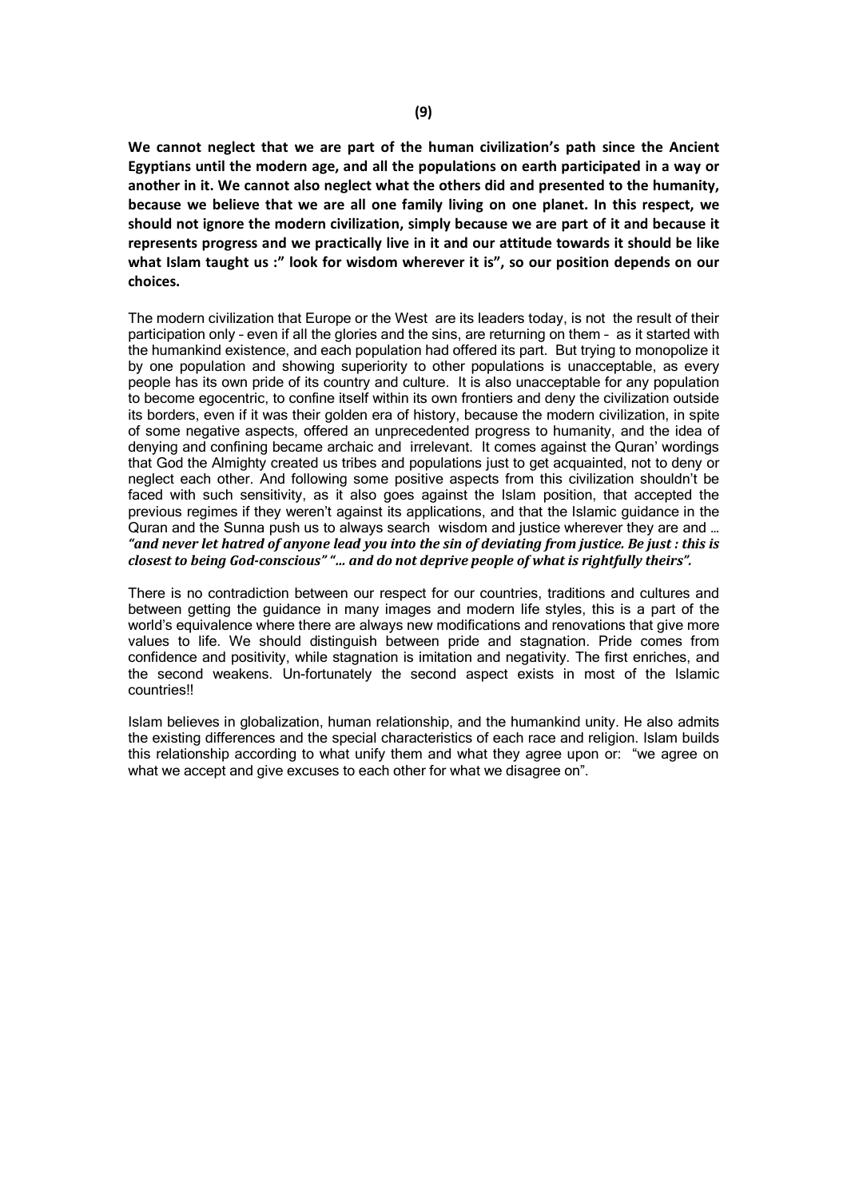**We cannot neglect that we are part of the human civilization's path since the Ancient Egyptians until the modern age, and all the populations on earth participated in a way or another in it. We cannot also neglect what the others did and presented to the humanity, because we believe that we are all one family living on one planet. In this respect, we should not ignore the modern civilization, simply because we are part of it and because it represents progress and we practically live in it and our attitude towards it should be like what Islam taught us :" look for wisdom wherever it is", so our position depends on our choices.**

The modern civilization that Europe or the West are its leaders today, is not the result of their participation only – even if all the glories and the sins, are returning on them – as it started with the humankind existence, and each population had offered its part. But trying to monopolize it by one population and showing superiority to other populations is unacceptable, as every people has its own pride of its country and culture. It is also unacceptable for any population to become egocentric, to confine itself within its own frontiers and deny the civilization outside its borders, even if it was their golden era of history, because the modern civilization, in spite of some negative aspects, offered an unprecedented progress to humanity, and the idea of denying and confining became archaic and irrelevant. It comes against the Quran' wordings that God the Almighty created us tribes and populations just to get acquainted, not to deny or neglect each other. And following some positive aspects from this civilization shouldn't be faced with such sensitivity, as it also goes against the Islam position, that accepted the previous regimes if they weren't against its applications, and that the Islamic guidance in the Quran and the Sunna push us to always search wisdom and justice wherever they are and … ***"and never let hatred of anyone lead you into the sin of deviating from justice. Be just : this is closest to being God-conscious" "… and do not deprive people of what is rightfully theirs".***

There is no contradiction between our respect for our countries, traditions and cultures and between getting the guidance in many images and modern life styles, this is a part of the world's equivalence where there are always new modifications and renovations that give more values to life. We should distinguish between pride and stagnation. Pride comes from confidence and positivity, while stagnation is imitation and negativity. The first enriches, and the second weakens. Un-fortunately the second aspect exists in most of the Islamic countries!!

Islam believes in globalization, human relationship, and the humankind unity. He also admits the existing differences and the special characteristics of each race and religion. Islam builds this relationship according to what unify them and what they agree upon or: "we agree on what we accept and give excuses to each other for what we disagree on".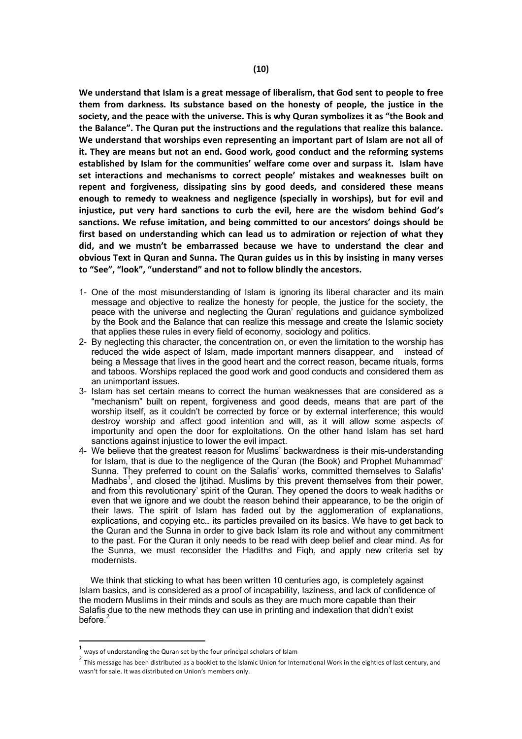**(10)**

**We understand that Islam is a great message of liberalism, that God sent to people to free them from darkness. Its substance based on the honesty of people, the justice in the society, and the peace with the universe. This is why Quran symbolizes it as "the Book and the Balance". The Quran put the instructions and the regulations that realize this balance. We understand that worships even representing an important part of Islam are not all of it. They are means but not an end. Good work, good conduct and the reforming systems established by Islam for the communities' welfare come over and surpass it. Islam have set interactions and mechanisms to correct people' mistakes and weaknesses built on repent and forgiveness, dissipating sins by good deeds, and considered these means enough to remedy to weakness and negligence (specially in worships), but for evil and injustice, put very hard sanctions to curb the evil, here are the wisdom behind God's sanctions. We refuse imitation, and being committed to our ancestors' doings should be first based on understanding which can lead us to admiration or rejection of what they did, and we mustn't be embarrassed because we have to understand the clear and obvious Text in Quran and Sunna. The Quran guides us in this by insisting in many verses to "See", "look", "understand" and not to follow blindly the ancestors.**

1- One of the most misunderstanding of Islam is ignoring its liberal character and its main message and objective to realize the honesty for people, the justice for the society, the peace with the universe and neglecting the Quran' regulations and guidance symbolized by the Book and the Balance that can realize this message and create the Islamic society that applies these rules in every field of economy, sociology and politics.
2- By neglecting this character, the concentration on, or even the limitation to the worship has reduced the wide aspect of Islam, made important manners disappear, and instead of being a Message that lives in the good heart and the correct reason, became rituals, forms and taboos. Worships replaced the good work and good conducts and considered them as an unimportant issues.
3- Islam has set certain means to correct the human weaknesses that are considered as a "mechanism" built on repent, forgiveness and good deeds, means that are part of the worship itself, as it couldn't be corrected by force or by external interference; this would destroy worship and affect good intention and will, as it will allow some aspects of importunity and open the door for exploitations. On the other hand Islam has set hard sanctions against injustice to lower the evil impact.
4- We believe that the greatest reason for Muslims' backwardness is their mis-understanding for Islam, that is due to the negligence of the Quran (the Book) and Prophet Muhammad' Sunna. They preferred to count on the Salafis' works, committed themselves to Salafis' Madhabs[1], and closed the Ijtihad. Muslims by this prevent themselves from their power, and from this revolutionary' spirit of the Quran. They opened the doors to weak hadiths or even that we ignore and we doubt the reason behind their appearance, to be the origin of their laws. The spirit of Islam has faded out by the agglomeration of explanations, explications, and copying etc… its particles prevailed on its basics. We have to get back to the Quran and the Sunna in order to give back Islam its role and without any commitment to the past. For the Quran it only needs to be read with deep belief and clear mind. As for the Sunna, we must reconsider the Hadiths and Fiqh, and apply new criteria set by modernists.

We think that sticking to what has been written 10 centuries ago, is completely against Islam basics, and is considered as a proof of incapability, laziness, and lack of confidence of the modern Muslims in their minds and souls as they are much more capable than their Salafis due to the new methods they can use in printing and indexation that didn't exist before.[2]

---

[1] ways of understanding the Quran set by the four principal scholars of Islam

[2] This message has been distributed as a booklet to the Islamic Union for International Work in the eighties of last century, and wasn't for sale. It was distributed on Union's members only.